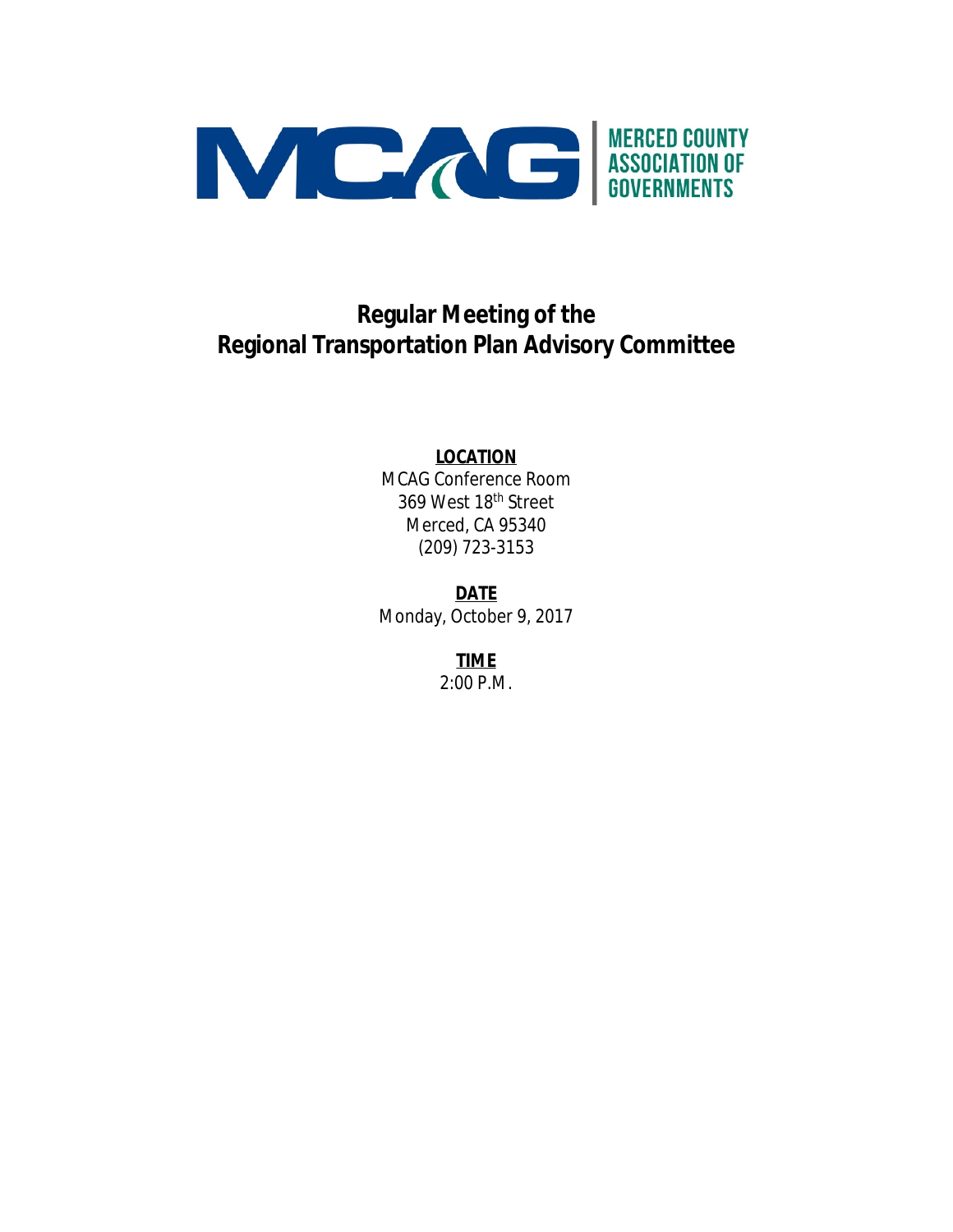MCAG | MERCED COUNTY ASSOCIATION OF GOVERNMENTS

# Regular Meeting of the Regional Transportation Plan Advisory Committee

**LOCATION**

MCAG Conference Room
369 West 18th Street
Merced, CA 95340
(209) 723-3153

**DATE**

Monday, October 9, 2017

**TIME**

2:00 P.M.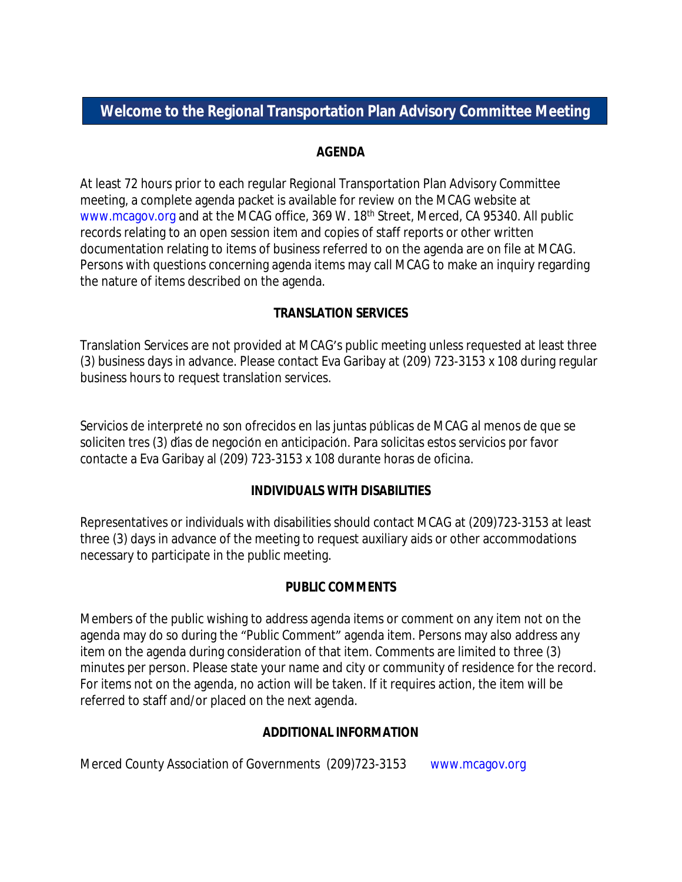# Welcome to the Regional Transportation Plan Advisory Committee Meeting

## AGENDA

At least 72 hours prior to each regular Regional Transportation Plan Advisory Committee meeting, a complete agenda packet is available for review on the MCAG website at www.mcagov.org and at the MCAG office, 369 W. 18th Street, Merced, CA 95340. All public records relating to an open session item and copies of staff reports or other written documentation relating to items of business referred to on the agenda are on file at MCAG. Persons with questions concerning agenda items may call MCAG to make an inquiry regarding the nature of items described on the agenda.

## TRANSLATION SERVICES

Translation Services are not provided at MCAG's public meeting unless requested at least three (3) business days in advance. Please contact Eva Garibay at (209) 723-3153 x 108 during regular business hours to request translation services.

Servicios de interpreté no son ofrecidos en las juntas públicas de MCAG al menos de que se soliciten tres (3) días de negoción en anticipación. Para solicitas estos servicios por favor contacte a Eva Garibay al (209) 723-3153 x 108 durante horas de oficina.

## INDIVIDUALS WITH DISABILITIES

Representatives or individuals with disabilities should contact MCAG at (209)723-3153 at least three (3) days in advance of the meeting to request auxiliary aids or other accommodations necessary to participate in the public meeting.

## PUBLIC COMMENTS

Members of the public wishing to address agenda items or comment on any item not on the agenda may do so during the "Public Comment" agenda item. Persons may also address any item on the agenda during consideration of that item. Comments are limited to three (3) minutes per person. Please state your name and city or community of residence for the record. For items not on the agenda, no action will be taken. If it requires action, the item will be referred to staff and/or placed on the next agenda.

## ADDITIONAL INFORMATION

Merced County Association of Governments (209)723-3153 www.mcagov.org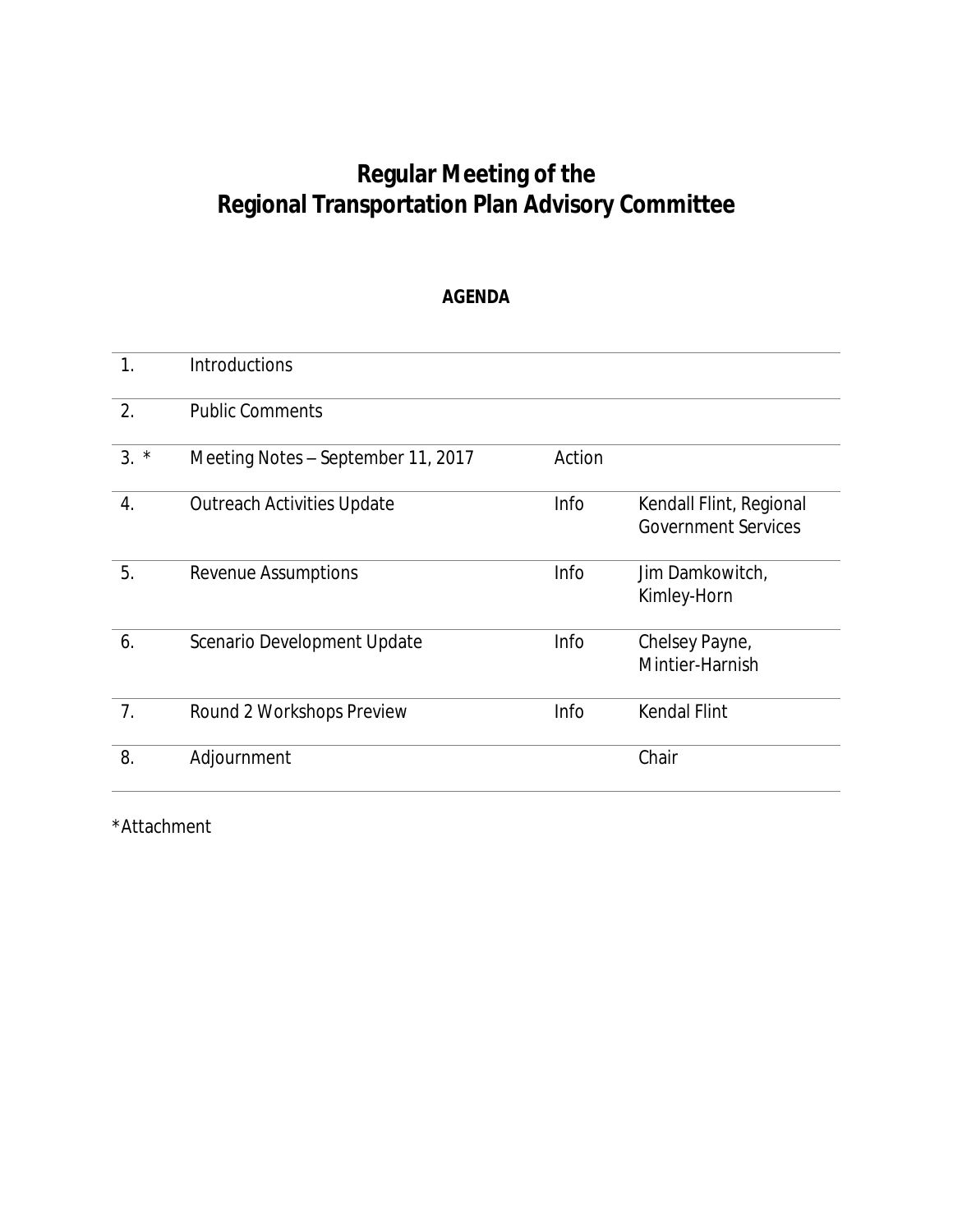# Regular Meeting of the Regional Transportation Plan Advisory Committee

## AGENDA

| | | | |
|---|---|---|---|
| 1. | Introductions | | |
| 2. | Public Comments | | |
| 3. * | Meeting Notes – September 11, 2017 | Action | |
| 4. | Outreach Activities Update | Info | Kendall Flint, Regional Government Services |
| 5. | Revenue Assumptions | Info | Jim Damkowitch, Kimley-Horn |
| 6. | Scenario Development Update | Info | Chelsey Payne, Mintier-Harnish |
| 7. | Round 2 Workshops Preview | Info | Kendal Flint |
| 8. | Adjournment | | Chair |

*Attachment